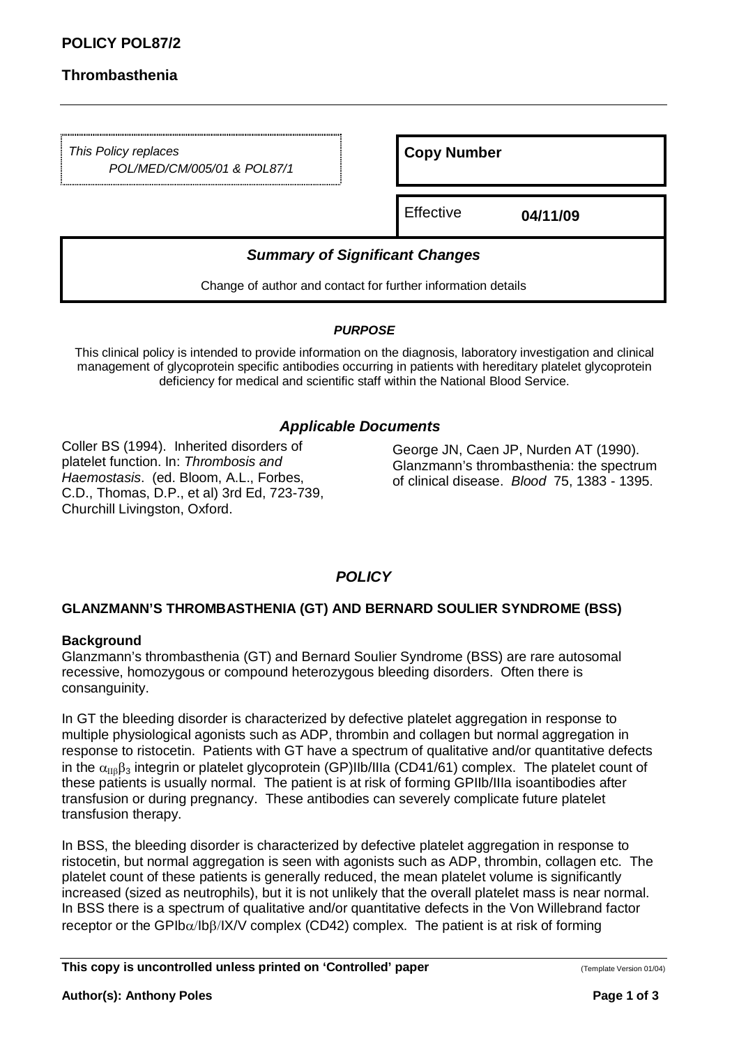# POLICY POL87/2

## Thrombasthenia

*This Policy replaces*
*POL/MED/CM/005/01 & POL87/1*

**Copy Number**

Effective **04/11/09**

### *Summary of Significant Changes*

Change of author and contact for further information details

***PURPOSE***

This clinical policy is intended to provide information on the diagnosis, laboratory investigation and clinical management of glycoprotein specific antibodies occurring in patients with hereditary platelet glycoprotein deficiency for medical and scientific staff within the National Blood Service.

### *Applicable Documents*

Coller BS (1994). Inherited disorders of platelet function. In: *Thrombosis and Haemostasis*. (ed. Bloom, A.L., Forbes, C.D., Thomas, D.P., et al) 3rd Ed, 723-739, Churchill Livingston, Oxford.

George JN, Caen JP, Nurden AT (1990). Glanzmann's thrombasthenia: the spectrum of clinical disease. *Blood* 75, 1383 - 1395.

## *POLICY*

### GLANZMANN'S THROMBASTHENIA (GT) AND BERNARD SOULIER SYNDROME (BSS)

**Background**

Glanzmann's thrombasthenia (GT) and Bernard Soulier Syndrome (BSS) are rare autosomal recessive, homozygous or compound heterozygous bleeding disorders. Often there is consanguinity.

In GT the bleeding disorder is characterized by defective platelet aggregation in response to multiple physiological agonists such as ADP, thrombin and collagen but normal aggregation in response to ristocetin. Patients with GT have a spectrum of qualitative and/or quantitative defects in the $\alpha_{II\beta}\beta_3$ integrin or platelet glycoprotein (GP)IIb/IIIa (CD41/61) complex. The platelet count of these patients is usually normal. The patient is at risk of forming GPIIb/IIIa isoantibodies after transfusion or during pregnancy. These antibodies can severely complicate future platelet transfusion therapy.

In BSS, the bleeding disorder is characterized by defective platelet aggregation in response to ristocetin, but normal aggregation is seen with agonists such as ADP, thrombin, collagen etc. The platelet count of these patients is generally reduced, the mean platelet volume is significantly increased (sized as neutrophils), but it is not unlikely that the overall platelet mass is near normal. In BSS there is a spectrum of qualitative and/or quantitative defects in the Von Willebrand factor receptor or the GPIb$\alpha$/Ib$\beta$/IX/V complex (CD42) complex. The patient is at risk of forming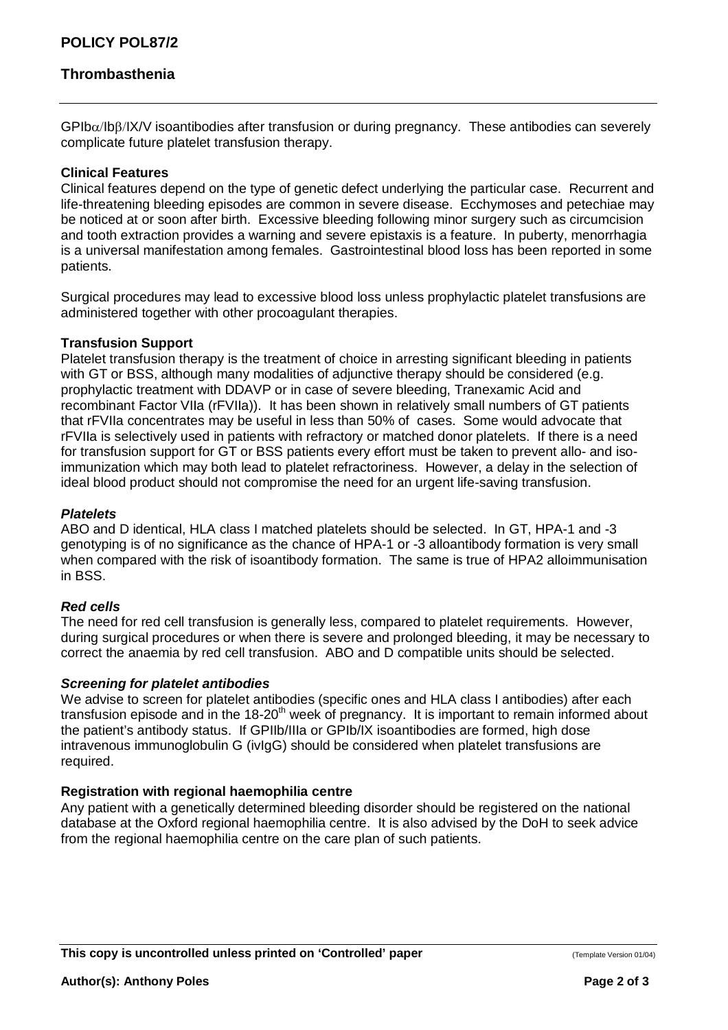GPIbα/Ibβ/IX/V isoantibodies after transfusion or during pregnancy. These antibodies can severely complicate future platelet transfusion therapy.

**Clinical Features**

Clinical features depend on the type of genetic defect underlying the particular case. Recurrent and life-threatening bleeding episodes are common in severe disease. Ecchymoses and petechiae may be noticed at or soon after birth. Excessive bleeding following minor surgery such as circumcision and tooth extraction provides a warning and severe epistaxis is a feature. In puberty, menorrhagia is a universal manifestation among females. Gastrointestinal blood loss has been reported in some patients.

Surgical procedures may lead to excessive blood loss unless prophylactic platelet transfusions are administered together with other procoagulant therapies.

**Transfusion Support**

Platelet transfusion therapy is the treatment of choice in arresting significant bleeding in patients with GT or BSS, although many modalities of adjunctive therapy should be considered (e.g. prophylactic treatment with DDAVP or in case of severe bleeding, Tranexamic Acid and recombinant Factor VIIa (rFVIIa)). It has been shown in relatively small numbers of GT patients that rFVIIa concentrates may be useful in less than 50% of cases. Some would advocate that rFVIIa is selectively used in patients with refractory or matched donor platelets. If there is a need for transfusion support for GT or BSS patients every effort must be taken to prevent allo- and iso-immunization which may both lead to platelet refractoriness. However, a delay in the selection of ideal blood product should not compromise the need for an urgent life-saving transfusion.

***Platelets***

ABO and D identical, HLA class I matched platelets should be selected. In GT, HPA-1 and -3 genotyping is of no significance as the chance of HPA-1 or -3 alloantibody formation is very small when compared with the risk of isoantibody formation. The same is true of HPA2 alloimmunisation in BSS.

***Red cells***

The need for red cell transfusion is generally less, compared to platelet requirements. However, during surgical procedures or when there is severe and prolonged bleeding, it may be necessary to correct the anaemia by red cell transfusion. ABO and D compatible units should be selected.

***Screening for platelet antibodies***

We advise to screen for platelet antibodies (specific ones and HLA class I antibodies) after each transfusion episode and in the 18-20th week of pregnancy. It is important to remain informed about the patient's antibody status. If GPIIb/IIIa or GPIb/IX isoantibodies are formed, high dose intravenous immunoglobulin G (ivIgG) should be considered when platelet transfusions are required.

**Registration with regional haemophilia centre**

Any patient with a genetically determined bleeding disorder should be registered on the national database at the Oxford regional haemophilia centre. It is also advised by the DoH to seek advice from the regional haemophilia centre on the care plan of such patients.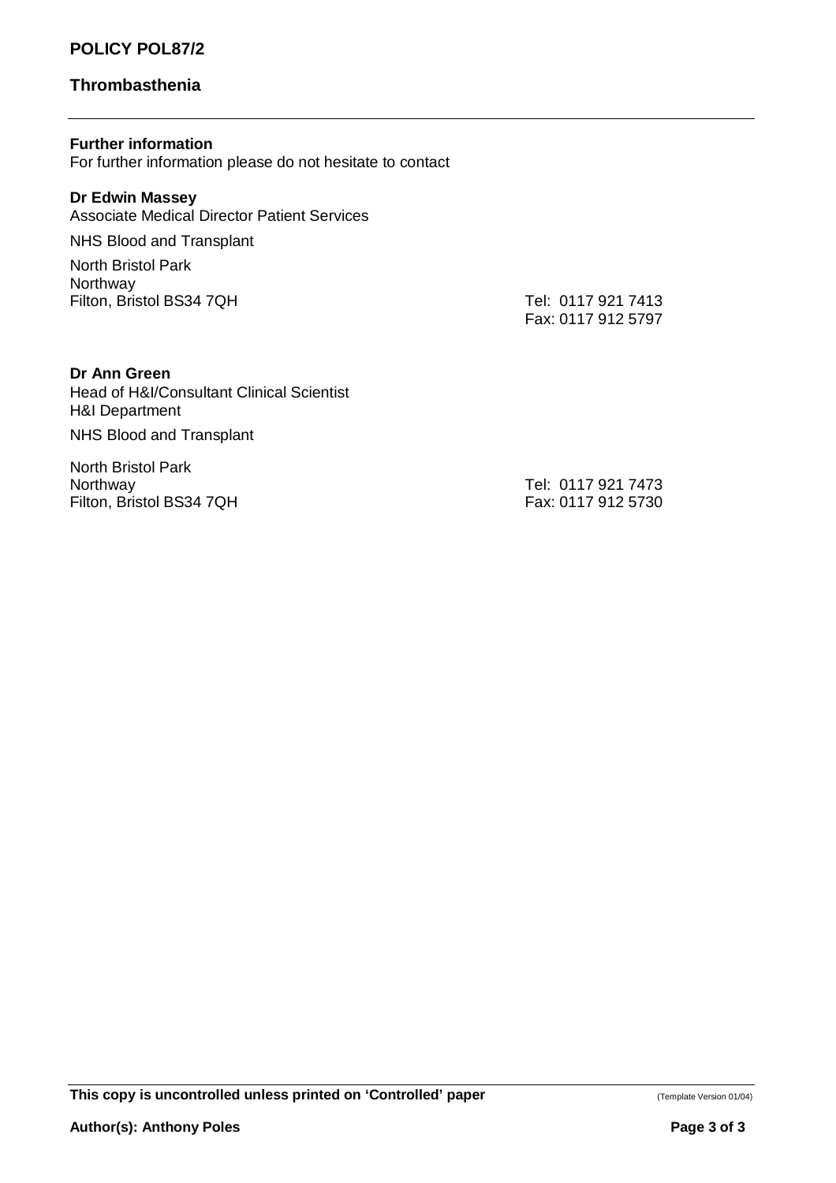**Further information**

For further information please do not hesitate to contact

**Dr Edwin Massey**
Associate Medical Director Patient Services

NHS Blood and Transplant

North Bristol Park
Northway
Filton, Bristol BS34 7QH

Tel: 0117 921 7413
Fax: 0117 912 5797

**Dr Ann Green**
Head of H&I/Consultant Clinical Scientist
H&I Department

NHS Blood and Transplant

North Bristol Park
Northway
Filton, Bristol BS34 7QH

Tel: 0117 921 7473
Fax: 0117 912 5730